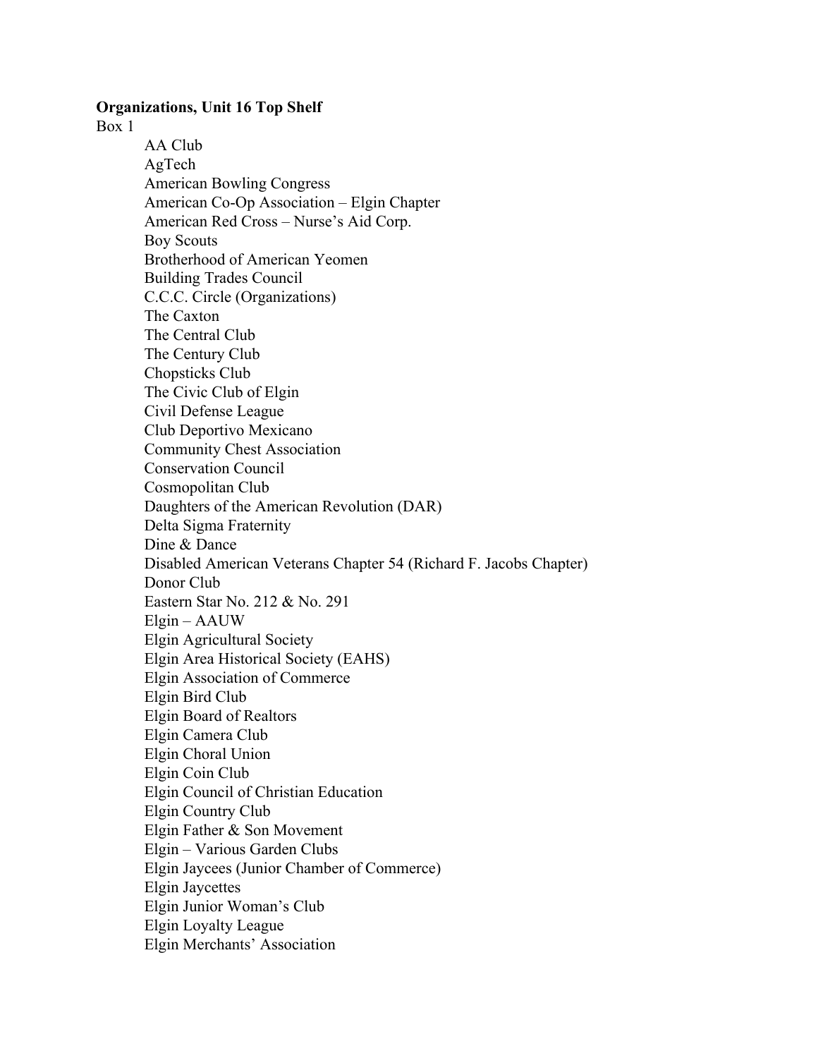**Organizations, Unit 16 Top Shelf**

Box 1

- AA Club
- AgTech
- American Bowling Congress
- American Co-Op Association – Elgin Chapter
- American Red Cross – Nurse's Aid Corp.
- Boy Scouts
- Brotherhood of American Yeomen
- Building Trades Council
- C.C.C. Circle (Organizations)
- The Caxton
- The Central Club
- The Century Club
- Chopsticks Club
- The Civic Club of Elgin
- Civil Defense League
- Club Deportivo Mexicano
- Community Chest Association
- Conservation Council
- Cosmopolitan Club
- Daughters of the American Revolution (DAR)
- Delta Sigma Fraternity
- Dine & Dance
- Disabled American Veterans Chapter 54 (Richard F. Jacobs Chapter)
- Donor Club
- Eastern Star No. 212 & No. 291
- Elgin – AAUW
- Elgin Agricultural Society
- Elgin Area Historical Society (EAHS)
- Elgin Association of Commerce
- Elgin Bird Club
- Elgin Board of Realtors
- Elgin Camera Club
- Elgin Choral Union
- Elgin Coin Club
- Elgin Council of Christian Education
- Elgin Country Club
- Elgin Father & Son Movement
- Elgin – Various Garden Clubs
- Elgin Jaycees (Junior Chamber of Commerce)
- Elgin Jaycettes
- Elgin Junior Woman's Club
- Elgin Loyalty League
- Elgin Merchants' Association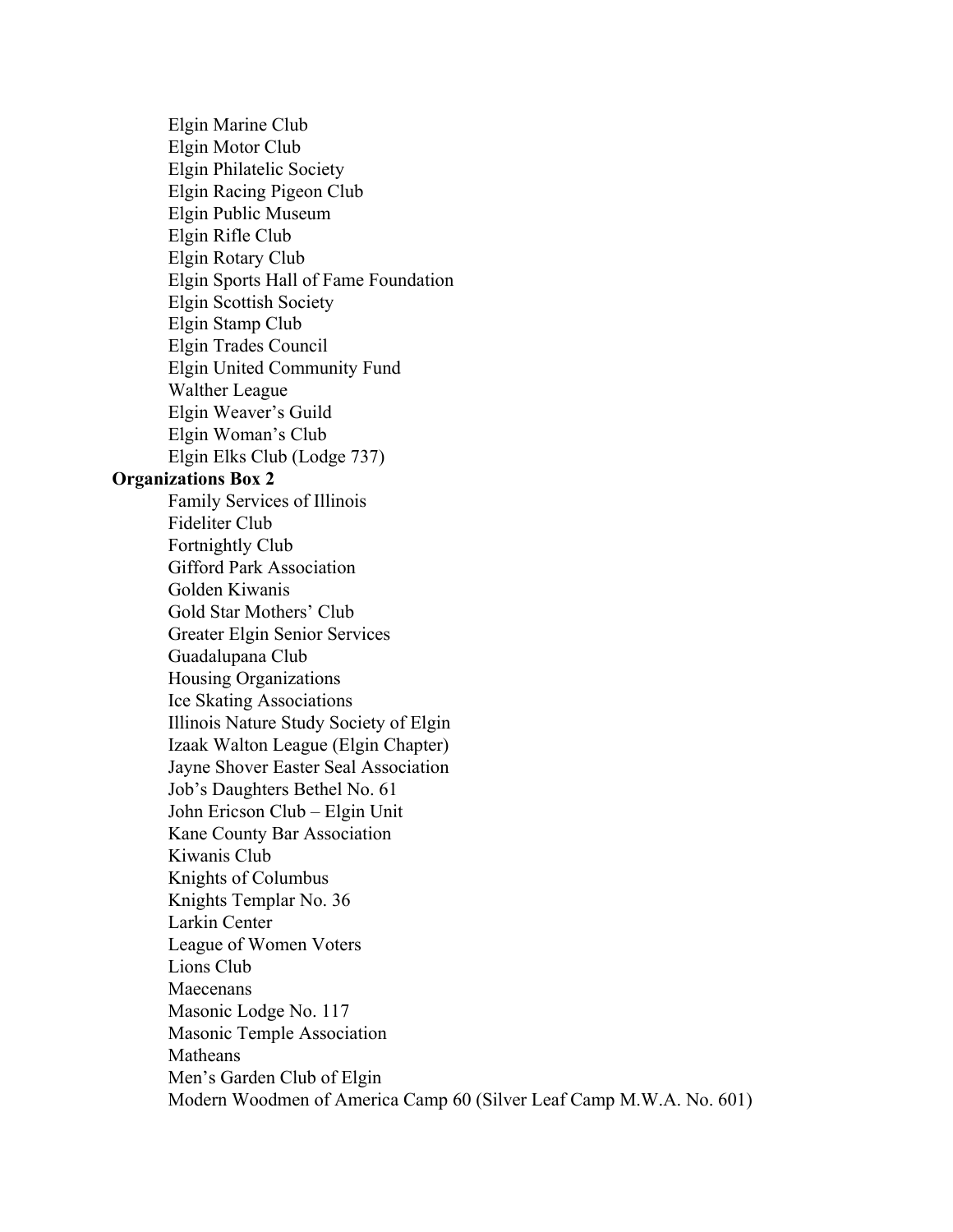- Elgin Marine Club
- Elgin Motor Club
- Elgin Philatelic Society
- Elgin Racing Pigeon Club
- Elgin Public Museum
- Elgin Rifle Club
- Elgin Rotary Club
- Elgin Sports Hall of Fame Foundation
- Elgin Scottish Society
- Elgin Stamp Club
- Elgin Trades Council
- Elgin United Community Fund
- Walther League
- Elgin Weaver's Guild
- Elgin Woman's Club
- Elgin Elks Club (Lodge 737)

**Organizations Box 2**

- Family Services of Illinois
- Fideliter Club
- Fortnightly Club
- Gifford Park Association
- Golden Kiwanis
- Gold Star Mothers' Club
- Greater Elgin Senior Services
- Guadalupana Club
- Housing Organizations
- Ice Skating Associations
- Illinois Nature Study Society of Elgin
- Izaak Walton League (Elgin Chapter)
- Jayne Shover Easter Seal Association
- Job's Daughters Bethel No. 61
- John Ericson Club – Elgin Unit
- Kane County Bar Association
- Kiwanis Club
- Knights of Columbus
- Knights Templar No. 36
- Larkin Center
- League of Women Voters
- Lions Club
- Maecenans
- Masonic Lodge No. 117
- Masonic Temple Association
- Matheans
- Men's Garden Club of Elgin
- Modern Woodmen of America Camp 60 (Silver Leaf Camp M.W.A. No. 601)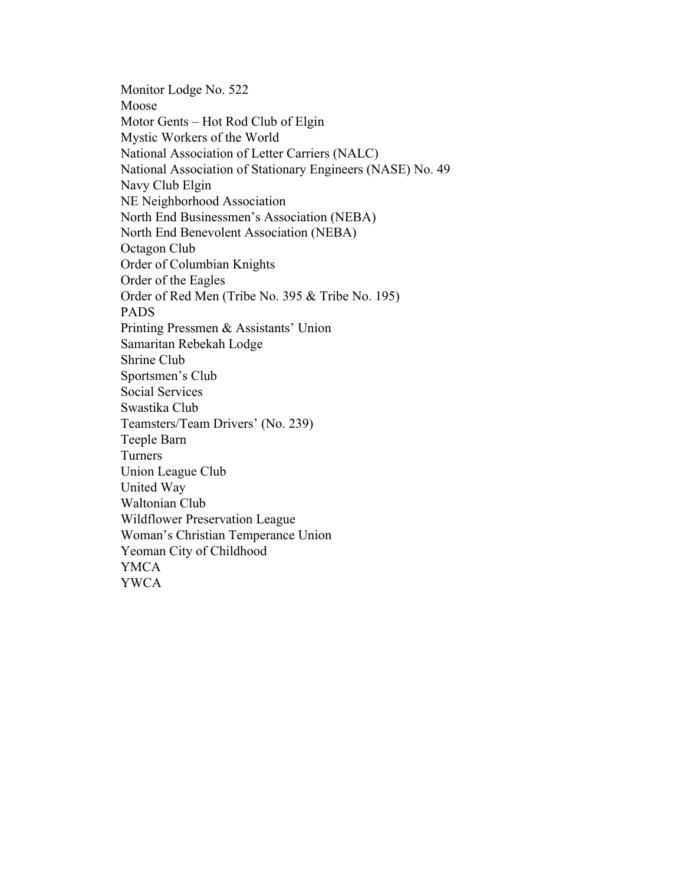Monitor Lodge No. 522
Moose
Motor Gents – Hot Rod Club of Elgin
Mystic Workers of the World
National Association of Letter Carriers (NALC)
National Association of Stationary Engineers (NASE) No. 49
Navy Club Elgin
NE Neighborhood Association
North End Businessmen's Association (NEBA)
North End Benevolent Association (NEBA)
Octagon Club
Order of Columbian Knights
Order of the Eagles
Order of Red Men (Tribe No. 395 & Tribe No. 195)
PADS
Printing Pressmen & Assistants' Union
Samaritan Rebekah Lodge
Shrine Club
Sportsmen's Club
Social Services
Swastika Club
Teamsters/Team Drivers' (No. 239)
Teeple Barn
Turners
Union League Club
United Way
Waltonian Club
Wildflower Preservation League
Woman's Christian Temperance Union
Yeoman City of Childhood
YMCA
YWCA